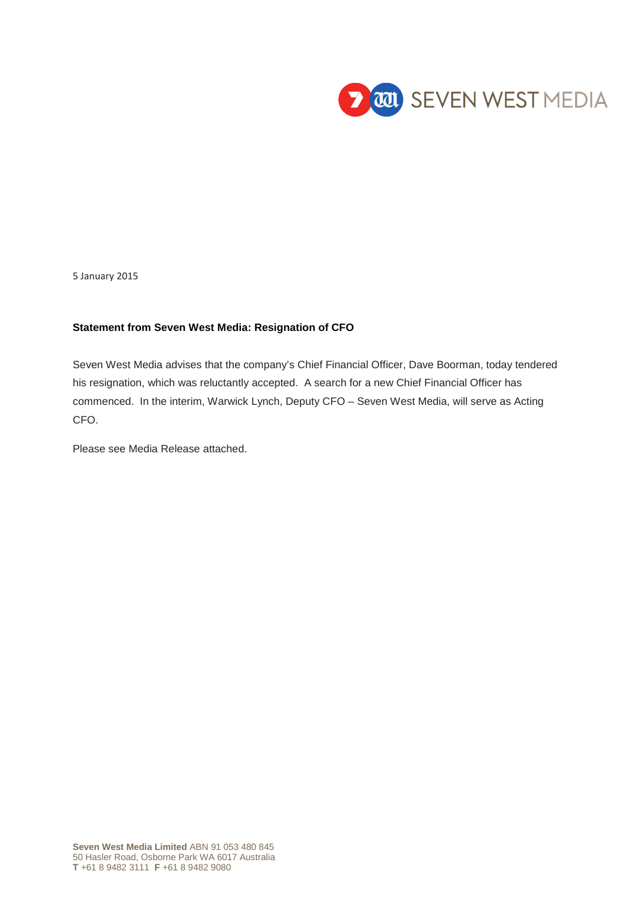5 January 2015

**Statement from Seven West Media: Resignation of CFO**

Seven West Media advises that the company's Chief Financial Officer, Dave Boorman, today tendered his resignation, which was reluctantly accepted. A search for a new Chief Financial Officer has commenced. In the interim, Warwick Lynch, Deputy CFO – Seven West Media, will serve as Acting CFO.

Please see Media Release attached.

**Seven West Media Limited** ABN 91 053 480 845
50 Hasler Road, Osborne Park WA 6017 Australia
**T** +61 8 9482 3111 **F** +61 8 9482 9080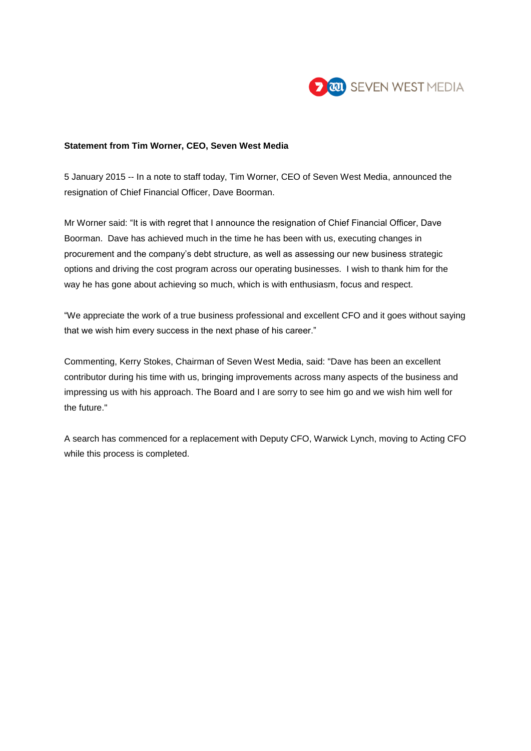**Statement from Tim Worner, CEO, Seven West Media**

5 January 2015 -- In a note to staff today, Tim Worner, CEO of Seven West Media, announced the resignation of Chief Financial Officer, Dave Boorman.

Mr Worner said: "It is with regret that I announce the resignation of Chief Financial Officer, Dave Boorman. Dave has achieved much in the time he has been with us, executing changes in procurement and the company's debt structure, as well as assessing our new business strategic options and driving the cost program across our operating businesses. I wish to thank him for the way he has gone about achieving so much, which is with enthusiasm, focus and respect.

"We appreciate the work of a true business professional and excellent CFO and it goes without saying that we wish him every success in the next phase of his career."

Commenting, Kerry Stokes, Chairman of Seven West Media, said: "Dave has been an excellent contributor during his time with us, bringing improvements across many aspects of the business and impressing us with his approach. The Board and I are sorry to see him go and we wish him well for the future."

A search has commenced for a replacement with Deputy CFO, Warwick Lynch, moving to Acting CFO while this process is completed.